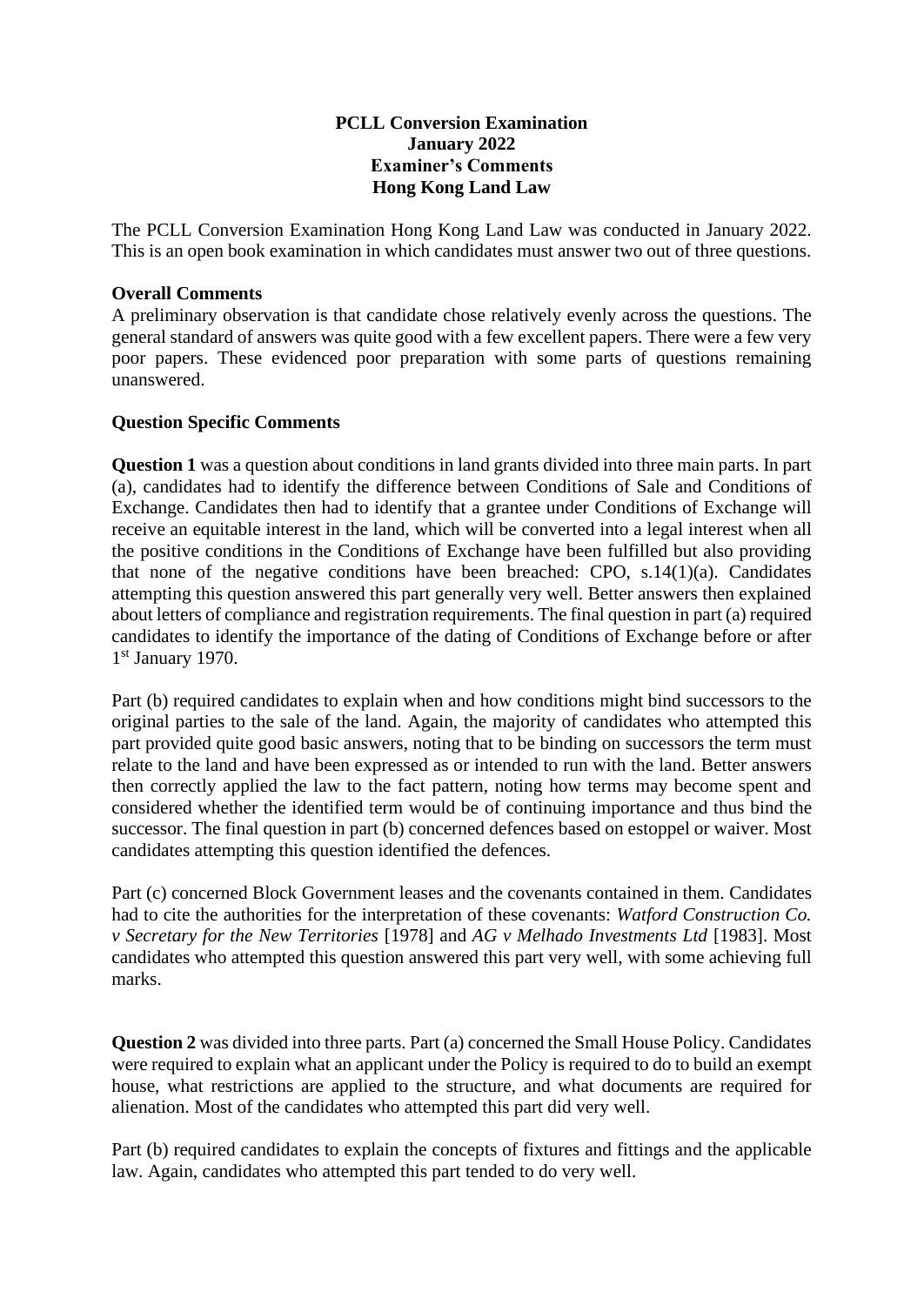**PCLL Conversion Examination**
**January 2022**
**Examiner's Comments**
**Hong Kong Land Law**

The PCLL Conversion Examination Hong Kong Land Law was conducted in January 2022. This is an open book examination in which candidates must answer two out of three questions.

**Overall Comments**

A preliminary observation is that candidate chose relatively evenly across the questions. The general standard of answers was quite good with a few excellent papers. There were a few very poor papers. These evidenced poor preparation with some parts of questions remaining unanswered.

**Question Specific Comments**

**Question 1** was a question about conditions in land grants divided into three main parts. In part (a), candidates had to identify the difference between Conditions of Sale and Conditions of Exchange. Candidates then had to identify that a grantee under Conditions of Exchange will receive an equitable interest in the land, which will be converted into a legal interest when all the positive conditions in the Conditions of Exchange have been fulfilled but also providing that none of the negative conditions have been breached: CPO, s.14(1)(a). Candidates attempting this question answered this part generally very well. Better answers then explained about letters of compliance and registration requirements. The final question in part (a) required candidates to identify the importance of the dating of Conditions of Exchange before or after 1st January 1970.

Part (b) required candidates to explain when and how conditions might bind successors to the original parties to the sale of the land. Again, the majority of candidates who attempted this part provided quite good basic answers, noting that to be binding on successors the term must relate to the land and have been expressed as or intended to run with the land. Better answers then correctly applied the law to the fact pattern, noting how terms may become spent and considered whether the identified term would be of continuing importance and thus bind the successor. The final question in part (b) concerned defences based on estoppel or waiver. Most candidates attempting this question identified the defences.

Part (c) concerned Block Government leases and the covenants contained in them. Candidates had to cite the authorities for the interpretation of these covenants: *Watford Construction Co. v Secretary for the New Territories* [1978] and *AG v Melhado Investments Ltd* [1983]. Most candidates who attempted this question answered this part very well, with some achieving full marks.

**Question 2** was divided into three parts. Part (a) concerned the Small House Policy. Candidates were required to explain what an applicant under the Policy is required to do to build an exempt house, what restrictions are applied to the structure, and what documents are required for alienation. Most of the candidates who attempted this part did very well.

Part (b) required candidates to explain the concepts of fixtures and fittings and the applicable law. Again, candidates who attempted this part tended to do very well.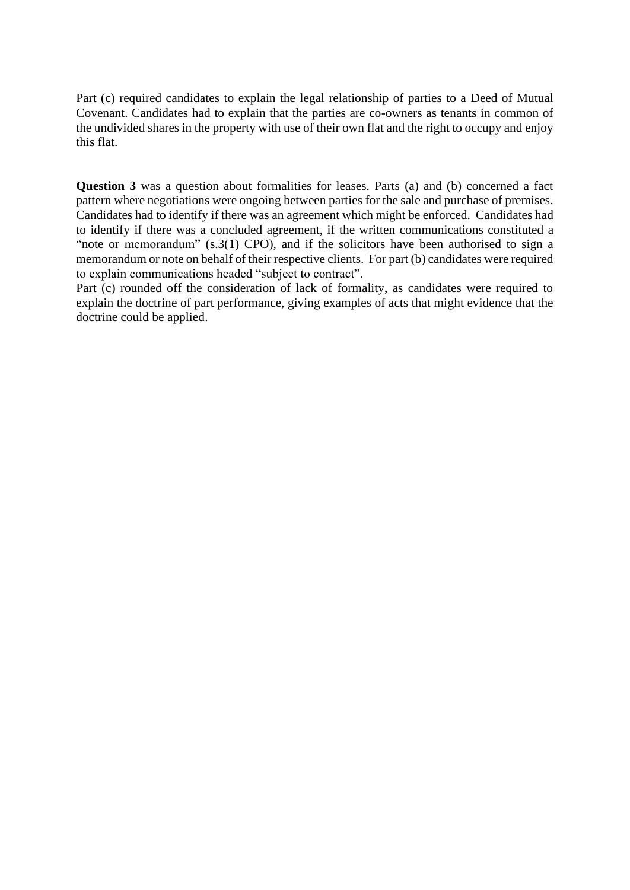Part (c) required candidates to explain the legal relationship of parties to a Deed of Mutual Covenant. Candidates had to explain that the parties are co-owners as tenants in common of the undivided shares in the property with use of their own flat and the right to occupy and enjoy this flat.

**Question 3** was a question about formalities for leases. Parts (a) and (b) concerned a fact pattern where negotiations were ongoing between parties for the sale and purchase of premises. Candidates had to identify if there was an agreement which might be enforced. Candidates had to identify if there was a concluded agreement, if the written communications constituted a "note or memorandum" (s.3(1) CPO), and if the solicitors have been authorised to sign a memorandum or note on behalf of their respective clients. For part (b) candidates were required to explain communications headed "subject to contract".

Part (c) rounded off the consideration of lack of formality, as candidates were required to explain the doctrine of part performance, giving examples of acts that might evidence that the doctrine could be applied.